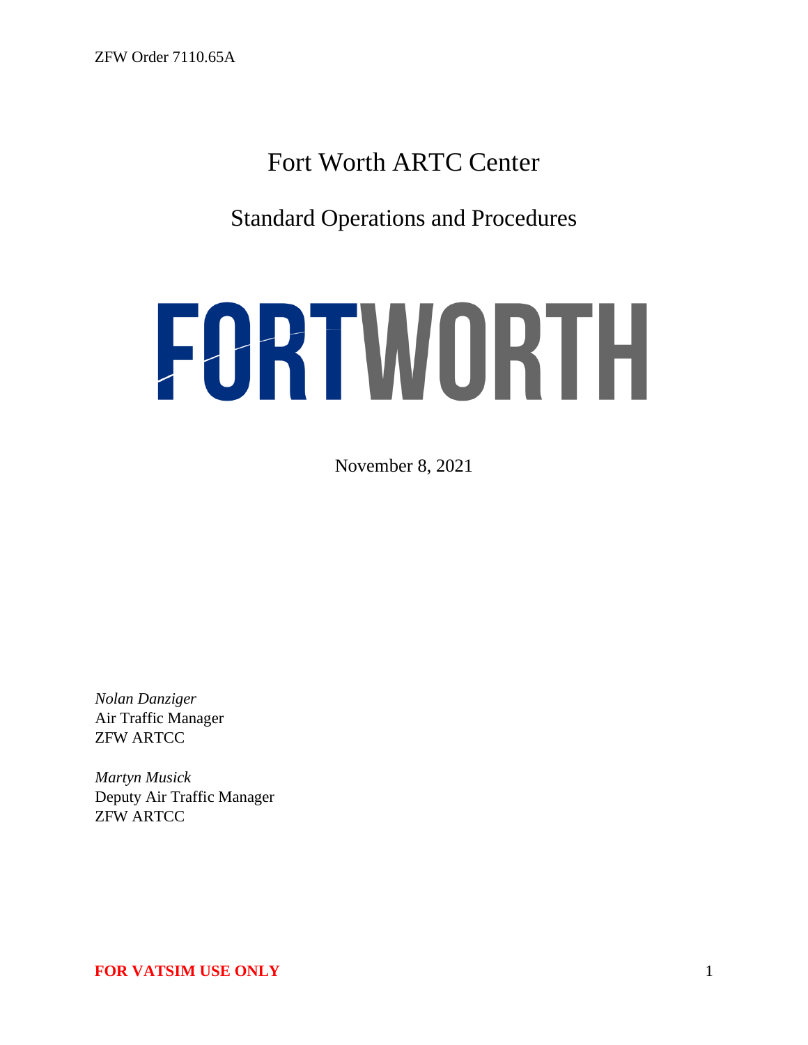ZFW Order 7110.65A

# Fort Worth ARTC Center

## Standard Operations and Procedures

FORTWORTH

November 8, 2021

*Nolan Danziger*
Air Traffic Manager
ZFW ARTCC

*Martyn Musick*
Deputy Air Traffic Manager
ZFW ARTCC

**FOR VATSIM USE ONLY**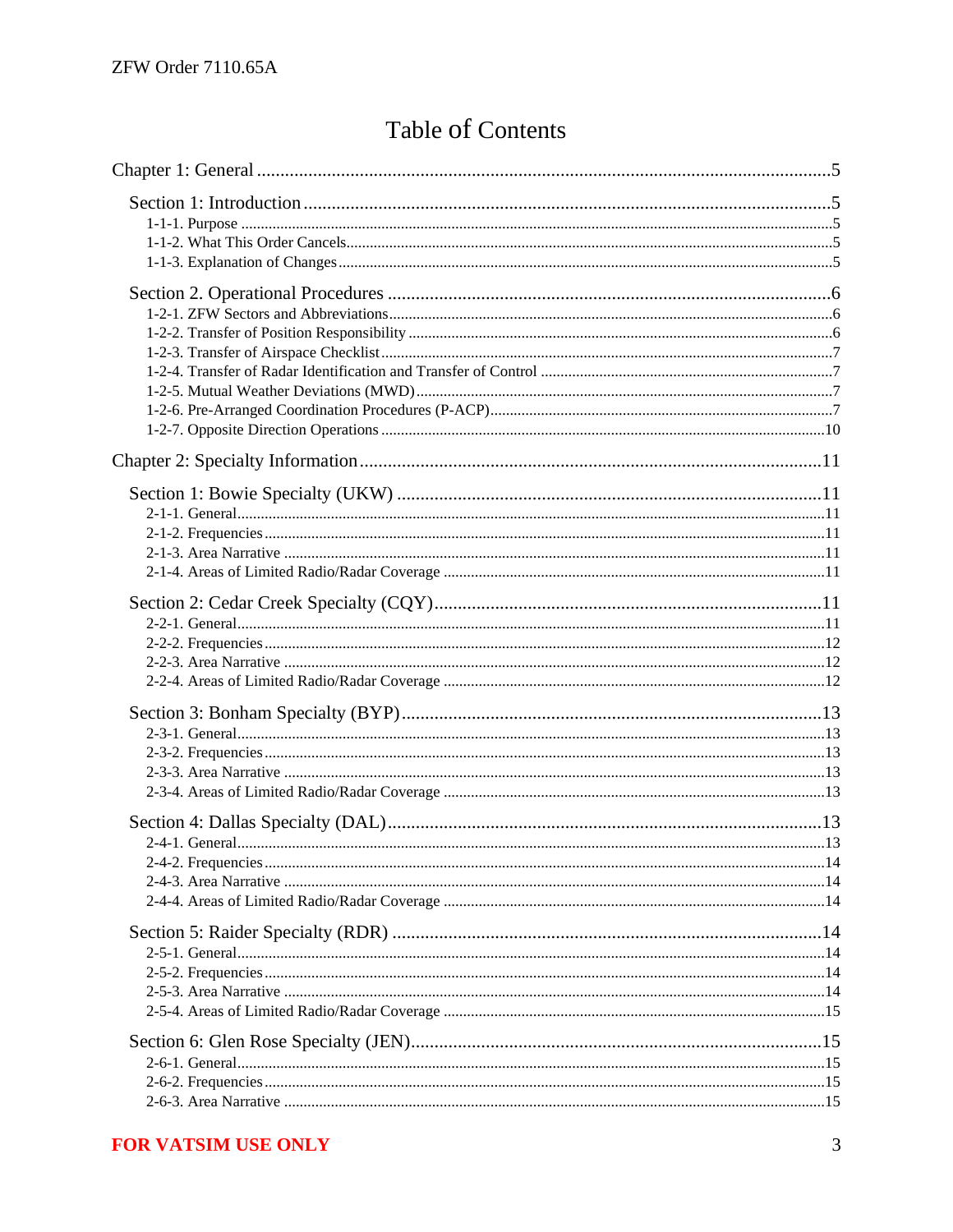# Table of Contents

Chapter 1: General ..........5

Section 1: Introduction ..........5

1-1-1. Purpose ..........5

1-1-2. What This Order Cancels ..........5

1-1-3. Explanation of Changes ..........5

Section 2. Operational Procedures ..........6

1-2-1. ZFW Sectors and Abbreviations ..........6

1-2-2. Transfer of Position Responsibility ..........6

1-2-3. Transfer of Airspace Checklist ..........7

1-2-4. Transfer of Radar Identification and Transfer of Control ..........7

1-2-5. Mutual Weather Deviations (MWD) ..........7

1-2-6. Pre-Arranged Coordination Procedures (P-ACP) ..........7

1-2-7. Opposite Direction Operations ..........10

Chapter 2: Specialty Information ..........11

Section 1: Bowie Specialty (UKW) ..........11

2-1-1. General ..........11

2-1-2. Frequencies ..........11

2-1-3. Area Narrative ..........11

2-1-4. Areas of Limited Radio/Radar Coverage ..........11

Section 2: Cedar Creek Specialty (CQY) ..........11

2-2-1. General ..........11

2-2-2. Frequencies ..........12

2-2-3. Area Narrative ..........12

2-2-4. Areas of Limited Radio/Radar Coverage ..........12

Section 3: Bonham Specialty (BYP) ..........13

2-3-1. General ..........13

2-3-2. Frequencies ..........13

2-3-3. Area Narrative ..........13

2-3-4. Areas of Limited Radio/Radar Coverage ..........13

Section 4: Dallas Specialty (DAL) ..........13

2-4-1. General ..........13

2-4-2. Frequencies ..........14

2-4-3. Area Narrative ..........14

2-4-4. Areas of Limited Radio/Radar Coverage ..........14

Section 5: Raider Specialty (RDR) ..........14

2-5-1. General ..........14

2-5-2. Frequencies ..........14

2-5-3. Area Narrative ..........14

2-5-4. Areas of Limited Radio/Radar Coverage ..........15

Section 6: Glen Rose Specialty (JEN) ..........15

2-6-1. General ..........15

2-6-2. Frequencies ..........15

2-6-3. Area Narrative ..........15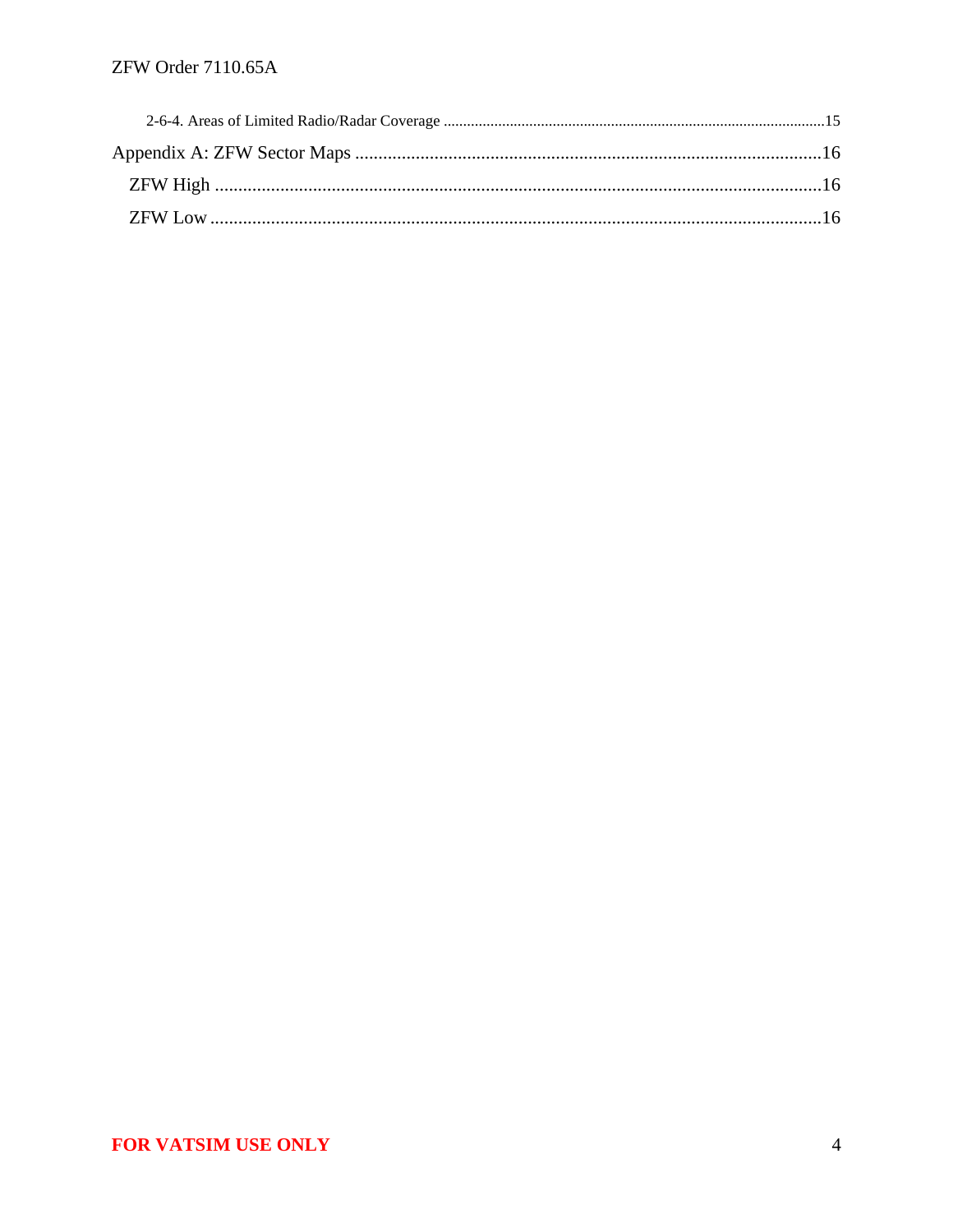2-6-4. Areas of Limited Radio/Radar Coverage ....................................................................................................15

Appendix A: ZFW Sector Maps ....................................................................................................16

ZFW High ....................................................................................................................................16

ZFW Low .....................................................................................................................................16

**FOR VATSIM USE ONLY**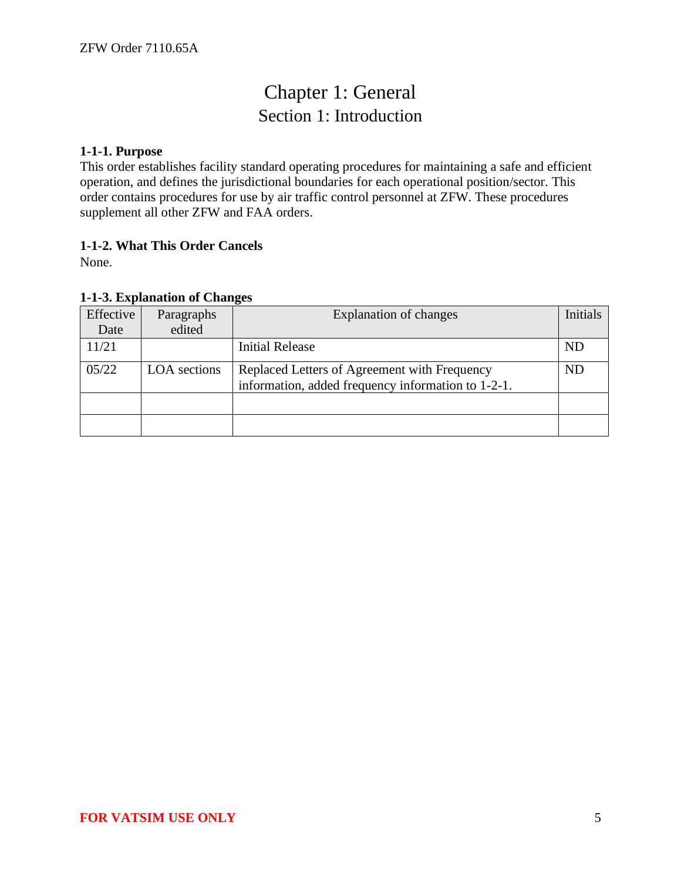# Chapter 1: General

## Section 1: Introduction

**1-1-1. Purpose**

This order establishes facility standard operating procedures for maintaining a safe and efficient operation, and defines the jurisdictional boundaries for each operational position/sector. This order contains procedures for use by air traffic control personnel at ZFW. These procedures supplement all other ZFW and FAA orders.

**1-1-2. What This Order Cancels**

None.

**1-1-3. Explanation of Changes**

| Effective Date | Paragraphs edited | Explanation of changes | Initials |
|---|---|---|---|
| 11/21 | | Initial Release | ND |
| 05/22 | LOA sections | Replaced Letters of Agreement with Frequency information, added frequency information to 1-2-1. | ND |
| | | | |
| | | | |

**FOR VATSIM USE ONLY**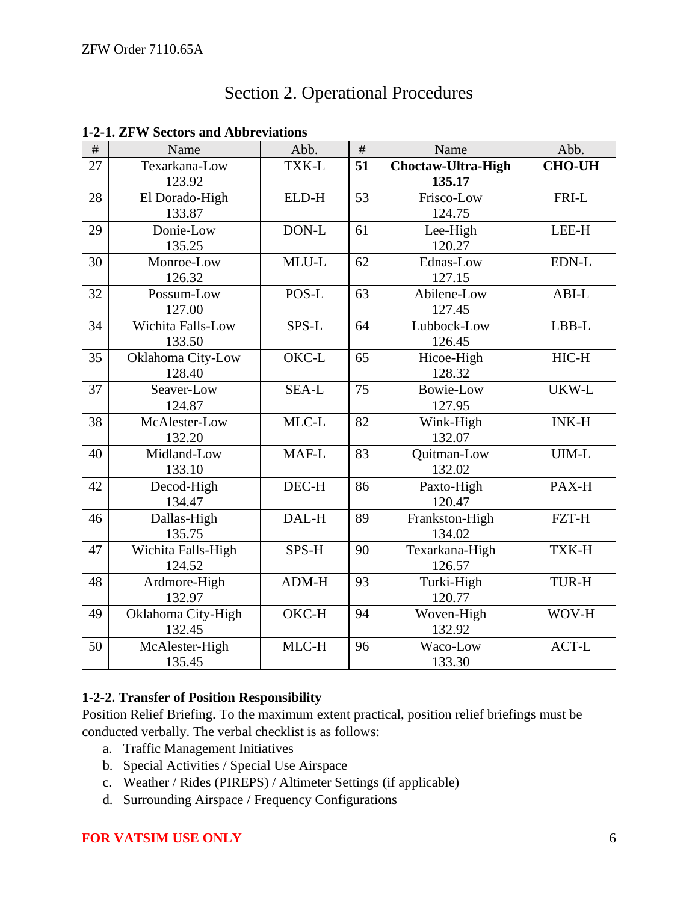# Section 2. Operational Procedures

**1-2-1. ZFW Sectors and Abbreviations**

| # | Name | Abb. | # | Name | Abb. |
|---|---|---|---|---|---|
| 27 | Texarkana-Low 123.92 | TXK-L | **51** | **Choctaw-Ultra-High 135.17** | **CHO-UH** |
| 28 | El Dorado-High 133.87 | ELD-H | 53 | Frisco-Low 124.75 | FRI-L |
| 29 | Donie-Low 135.25 | DON-L | 61 | Lee-High 120.27 | LEE-H |
| 30 | Monroe-Low 126.32 | MLU-L | 62 | Ednas-Low 127.15 | EDN-L |
| 32 | Possum-Low 127.00 | POS-L | 63 | Abilene-Low 127.45 | ABI-L |
| 34 | Wichita Falls-Low 133.50 | SPS-L | 64 | Lubbock-Low 126.45 | LBB-L |
| 35 | Oklahoma City-Low 128.40 | OKC-L | 65 | Hicoe-High 128.32 | HIC-H |
| 37 | Seaver-Low 124.87 | SEA-L | 75 | Bowie-Low 127.95 | UKW-L |
| 38 | McAlester-Low 132.20 | MLC-L | 82 | Wink-High 132.07 | INK-H |
| 40 | Midland-Low 133.10 | MAF-L | 83 | Quitman-Low 132.02 | UIM-L |
| 42 | Decod-High 134.47 | DEC-H | 86 | Paxto-High 120.47 | PAX-H |
| 46 | Dallas-High 135.75 | DAL-H | 89 | Frankston-High 134.02 | FZT-H |
| 47 | Wichita Falls-High 124.52 | SPS-H | 90 | Texarkana-High 126.57 | TXK-H |
| 48 | Ardmore-High 132.97 | ADM-H | 93 | Turki-High 120.77 | TUR-H |
| 49 | Oklahoma City-High 132.45 | OKC-H | 94 | Woven-High 132.92 | WOV-H |
| 50 | McAlester-High 135.45 | MLC-H | 96 | Waco-Low 133.30 | ACT-L |

**1-2-2. Transfer of Position Responsibility**

Position Relief Briefing. To the maximum extent practical, position relief briefings must be conducted verbally. The verbal checklist is as follows:

a. Traffic Management Initiatives
b. Special Activities / Special Use Airspace
c. Weather / Rides (PIREPS) / Altimeter Settings (if applicable)
d. Surrounding Airspace / Frequency Configurations

**FOR VATSIM USE ONLY**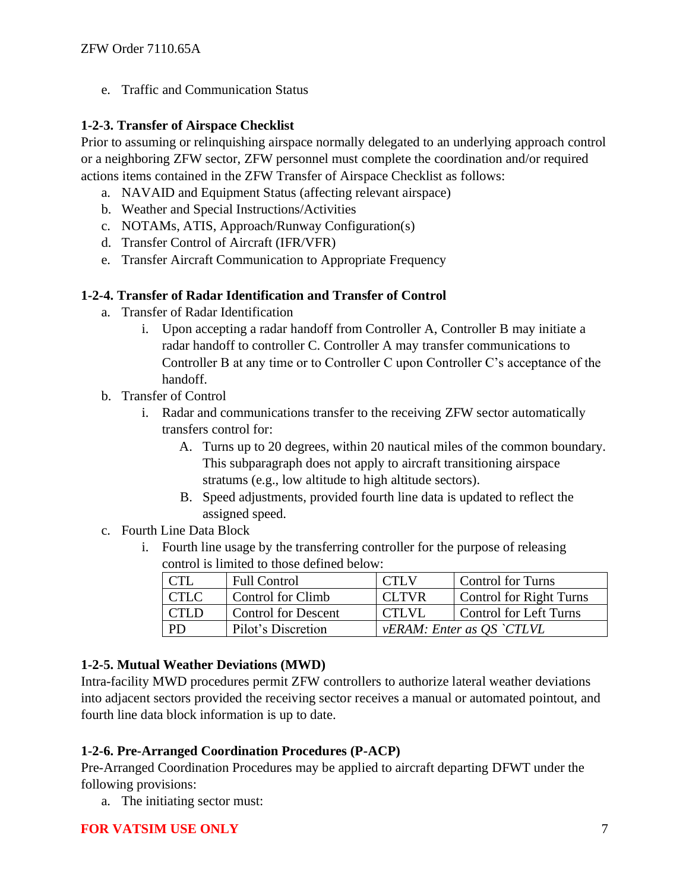e. Traffic and Communication Status

**1-2-3. Transfer of Airspace Checklist**

Prior to assuming or relinquishing airspace normally delegated to an underlying approach control or a neighboring ZFW sector, ZFW personnel must complete the coordination and/or required actions items contained in the ZFW Transfer of Airspace Checklist as follows:

a. NAVAID and Equipment Status (affecting relevant airspace)
b. Weather and Special Instructions/Activities
c. NOTAMs, ATIS, Approach/Runway Configuration(s)
d. Transfer Control of Aircraft (IFR/VFR)
e. Transfer Aircraft Communication to Appropriate Frequency

**1-2-4. Transfer of Radar Identification and Transfer of Control**

a. Transfer of Radar Identification
   i. Upon accepting a radar handoff from Controller A, Controller B may initiate a radar handoff to controller C. Controller A may transfer communications to Controller B at any time or to Controller C upon Controller C's acceptance of the handoff.
b. Transfer of Control
   i. Radar and communications transfer to the receiving ZFW sector automatically transfers control for:
      A. Turns up to 20 degrees, within 20 nautical miles of the common boundary. This subparagraph does not apply to aircraft transitioning airspace stratums (e.g., low altitude to high altitude sectors).
      B. Speed adjustments, provided fourth line data is updated to reflect the assigned speed.
c. Fourth Line Data Block
   i. Fourth line usage by the transferring controller for the purpose of releasing control is limited to those defined below:

| CTL | Full Control | CTLV | Control for Turns |
|---|---|---|---|
| CTLC | Control for Climb | CTLVR | Control for Right Turns |
| CTLD | Control for Descent | CTLVL | Control for Left Turns |
| PD | Pilot's Discretion | *vERAM: Enter as QS `CTLVL* | |

**1-2-5. Mutual Weather Deviations (MWD)**

Intra-facility MWD procedures permit ZFW controllers to authorize lateral weather deviations into adjacent sectors provided the receiving sector receives a manual or automated pointout, and fourth line data block information is up to date.

**1-2-6. Pre-Arranged Coordination Procedures (P-ACP)**

Pre-Arranged Coordination Procedures may be applied to aircraft departing DFWT under the following provisions:

a. The initiating sector must: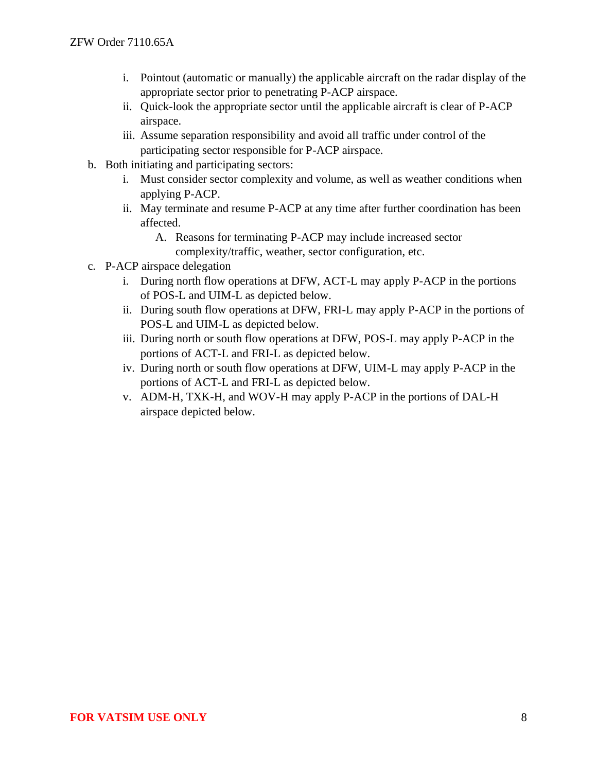i. Pointout (automatic or manually) the applicable aircraft on the radar display of the appropriate sector prior to penetrating P-ACP airspace.
ii. Quick-look the appropriate sector until the applicable aircraft is clear of P-ACP airspace.
iii. Assume separation responsibility and avoid all traffic under control of the participating sector responsible for P-ACP airspace.

b. Both initiating and participating sectors:
   i. Must consider sector complexity and volume, as well as weather conditions when applying P-ACP.
   ii. May terminate and resume P-ACP at any time after further coordination has been affected.
      A. Reasons for terminating P-ACP may include increased sector complexity/traffic, weather, sector configuration, etc.

c. P-ACP airspace delegation
   i. During north flow operations at DFW, ACT-L may apply P-ACP in the portions of POS-L and UIM-L as depicted below.
   ii. During south flow operations at DFW, FRI-L may apply P-ACP in the portions of POS-L and UIM-L as depicted below.
   iii. During north or south flow operations at DFW, POS-L may apply P-ACP in the portions of ACT-L and FRI-L as depicted below.
   iv. During north or south flow operations at DFW, UIM-L may apply P-ACP in the portions of ACT-L and FRI-L as depicted below.
   v. ADM-H, TXK-H, and WOV-H may apply P-ACP in the portions of DAL-H airspace depicted below.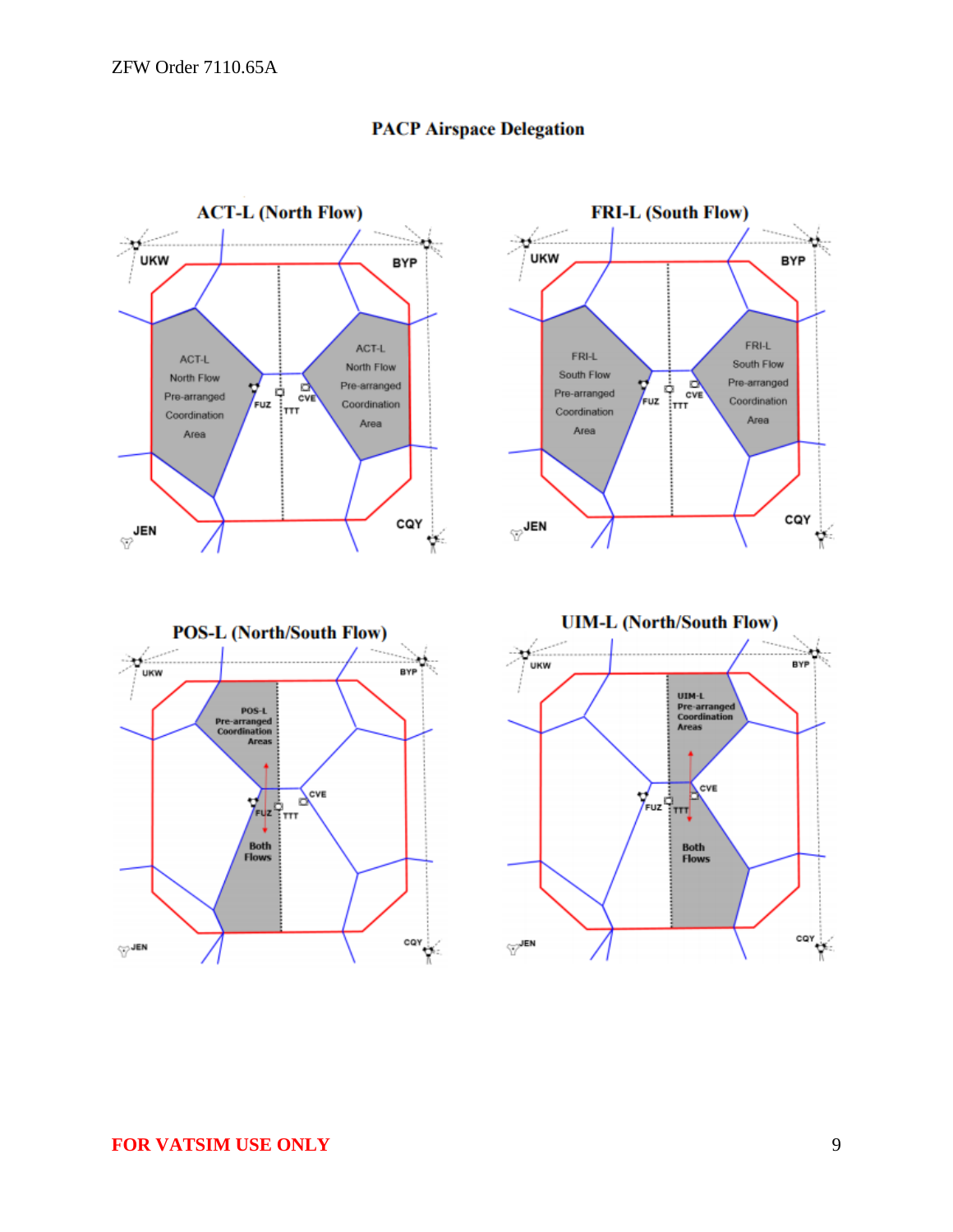## PACP Airspace Delegation

### ACT-L (North Flow)

UKW BYP

ACT-L North Flow Pre-arranged Coordination Area

FUZ TTT CVE

ACT-L North Flow Pre-arranged Coordination Area

JEN CQY

### FRI-L (South Flow)

UKW BYP

FRI-L South Flow Pre-arranged Coordination Area

FUZ TTT CVE

FRI-L South Flow Pre-arranged Coordination Area

JEN CQY

### POS-L (North/South Flow)

UKW BYP

POS-L Pre-arranged Coordination Areas

FUZ TTT CVE

Both Flows

JEN CQY

### UIM-L (North/South Flow)

UKW BYP

UIM-L Pre-arranged Coordination Areas

FUZ TTT CVE

Both Flows

JEN CQY

**FOR VATSIM USE ONLY**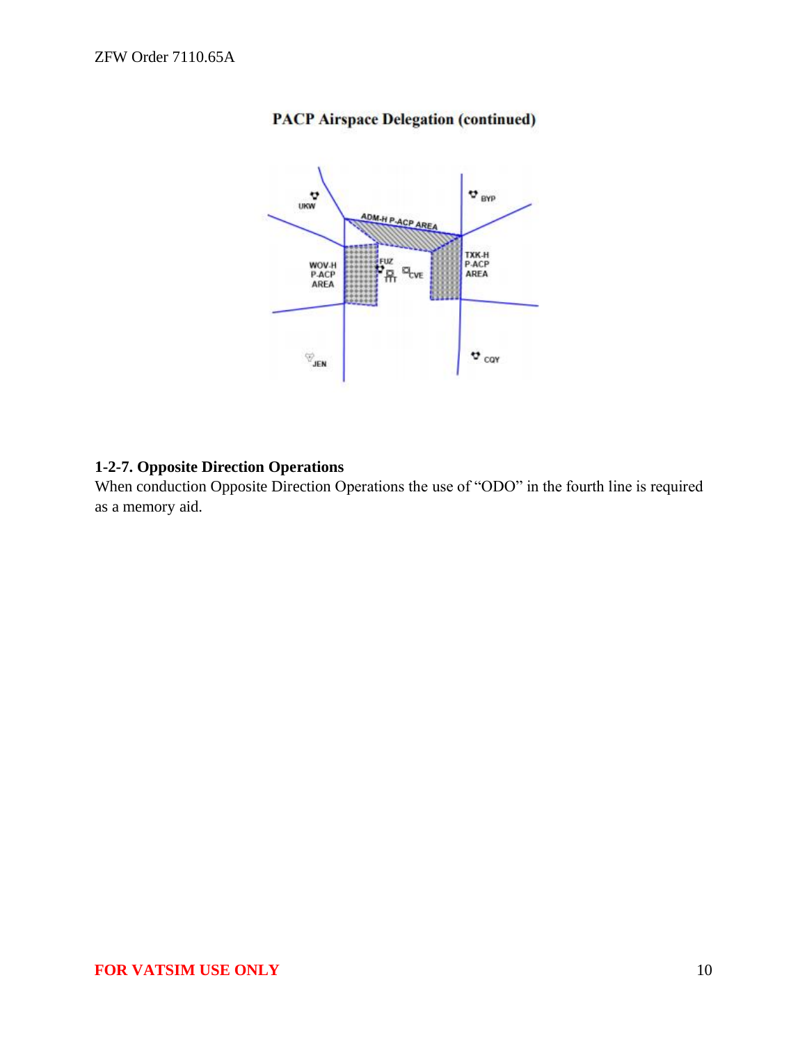**PACP Airspace Delegation (continued)**

### 1-2-7. Opposite Direction Operations

When conduction Opposite Direction Operations the use of "ODO" in the fourth line is required as a memory aid.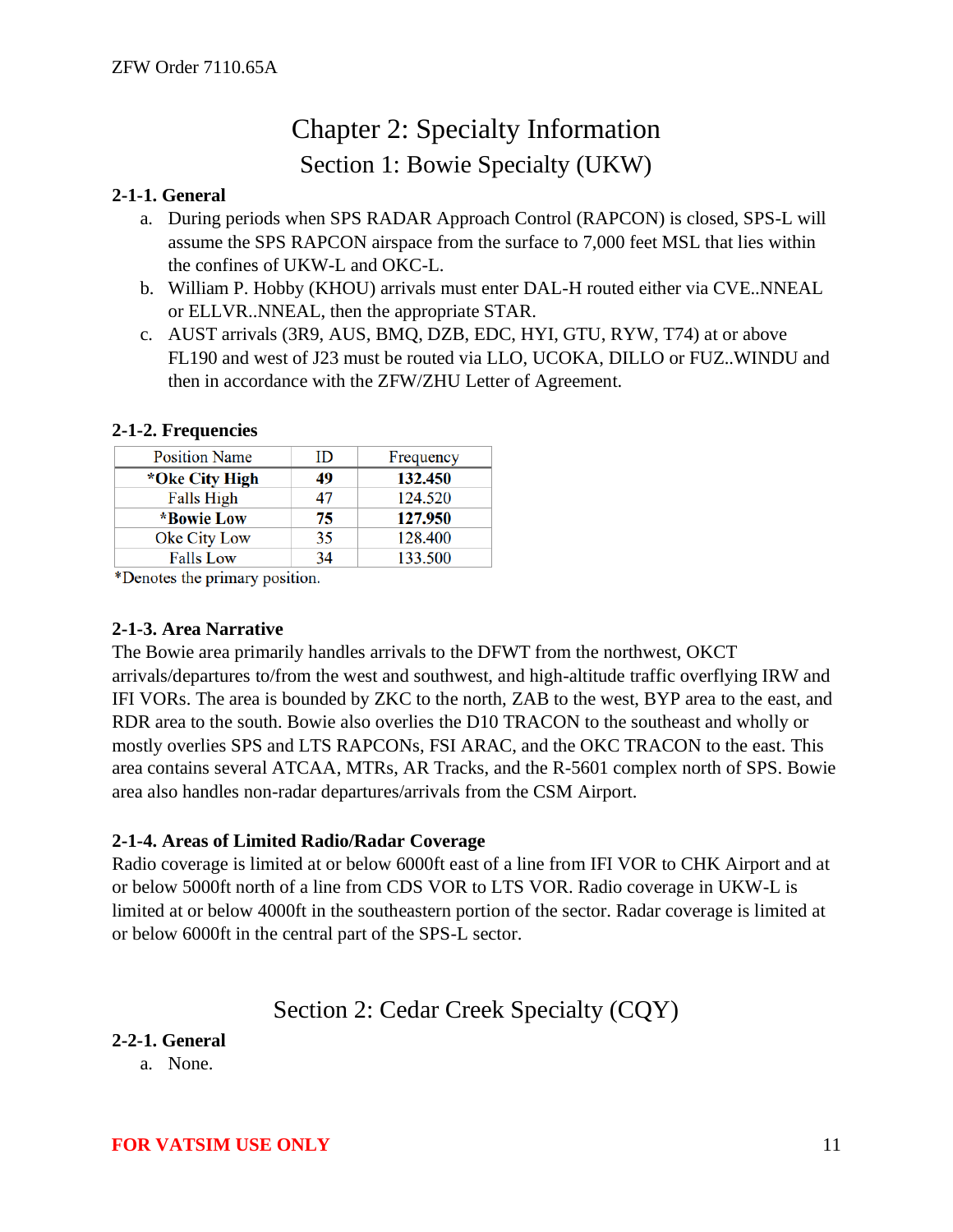# Chapter 2: Specialty Information

## Section 1: Bowie Specialty (UKW)

**2-1-1. General**

a. During periods when SPS RADAR Approach Control (RAPCON) is closed, SPS-L will assume the SPS RAPCON airspace from the surface to 7,000 feet MSL that lies within the confines of UKW-L and OKC-L.

b. William P. Hobby (KHOU) arrivals must enter DAL-H routed either via CVE..NNEAL or ELLVR..NNEAL, then the appropriate STAR.

c. AUST arrivals (3R9, AUS, BMQ, DZB, EDC, HYI, GTU, RYW, T74) at or above FL190 and west of J23 must be routed via LLO, UCOKA, DILLO or FUZ..WINDU and then in accordance with the ZFW/ZHU Letter of Agreement.

**2-1-2. Frequencies**

| Position Name | ID | Frequency |
|---|---|---|
| ***Oke City High** | **49** | **132.450** |
| Falls High | 47 | 124.520 |
| ***Bowie Low** | **75** | **127.950** |
| Oke City Low | 35 | 128.400 |
| Falls Low | 34 | 133.500 |

*Denotes the primary position.

**2-1-3. Area Narrative**

The Bowie area primarily handles arrivals to the DFWT from the northwest, OKCT arrivals/departures to/from the west and southwest, and high-altitude traffic overflying IRW and IFI VORs. The area is bounded by ZKC to the north, ZAB to the west, BYP area to the east, and RDR area to the south. Bowie also overlies the D10 TRACON to the southeast and wholly or mostly overlies SPS and LTS RAPCONs, FSI ARAC, and the OKC TRACON to the east. This area contains several ATCAA, MTRs, AR Tracks, and the R-5601 complex north of SPS. Bowie area also handles non-radar departures/arrivals from the CSM Airport.

**2-1-4. Areas of Limited Radio/Radar Coverage**

Radio coverage is limited at or below 6000ft east of a line from IFI VOR to CHK Airport and at or below 5000ft north of a line from CDS VOR to LTS VOR. Radio coverage in UKW-L is limited at or below 4000ft in the southeastern portion of the sector. Radar coverage is limited at or below 6000ft in the central part of the SPS-L sector.

## Section 2: Cedar Creek Specialty (CQY)

**2-2-1. General**

a. None.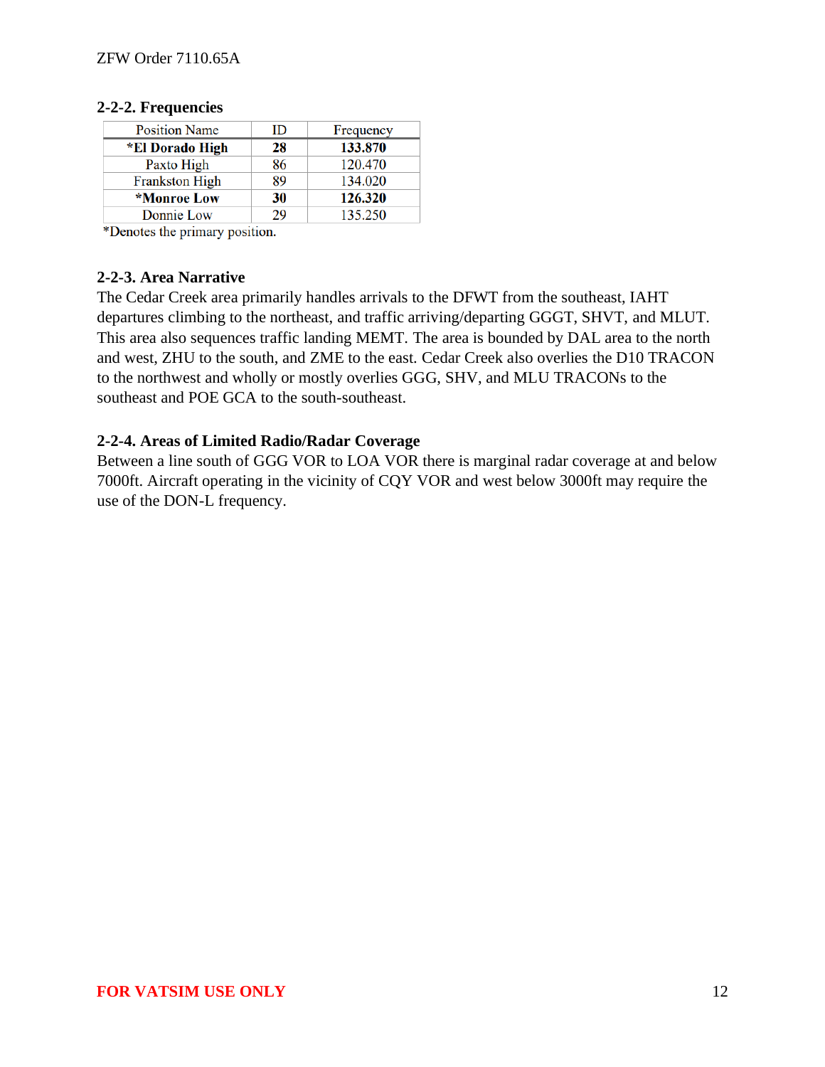### 2-2-2. Frequencies

| Position Name | ID | Frequency |
|---|---|---|
| ***El Dorado High** | **28** | **133.870** |
| Paxto High | 86 | 120.470 |
| Frankston High | 89 | 134.020 |
| ***Monroe Low** | **30** | **126.320** |
| Donnie Low | 29 | 135.250 |

*Denotes the primary position.

### 2-2-3. Area Narrative

The Cedar Creek area primarily handles arrivals to the DFWT from the southeast, IAHT departures climbing to the northeast, and traffic arriving/departing GGGT, SHVT, and MLUT. This area also sequences traffic landing MEMT. The area is bounded by DAL area to the north and west, ZHU to the south, and ZME to the east. Cedar Creek also overlies the D10 TRACON to the northwest and wholly or mostly overlies GGG, SHV, and MLU TRACONs to the southeast and POE GCA to the south-southeast.

### 2-2-4. Areas of Limited Radio/Radar Coverage

Between a line south of GGG VOR to LOA VOR there is marginal radar coverage at and below 7000ft. Aircraft operating in the vicinity of CQY VOR and west below 3000ft may require the use of the DON-L frequency.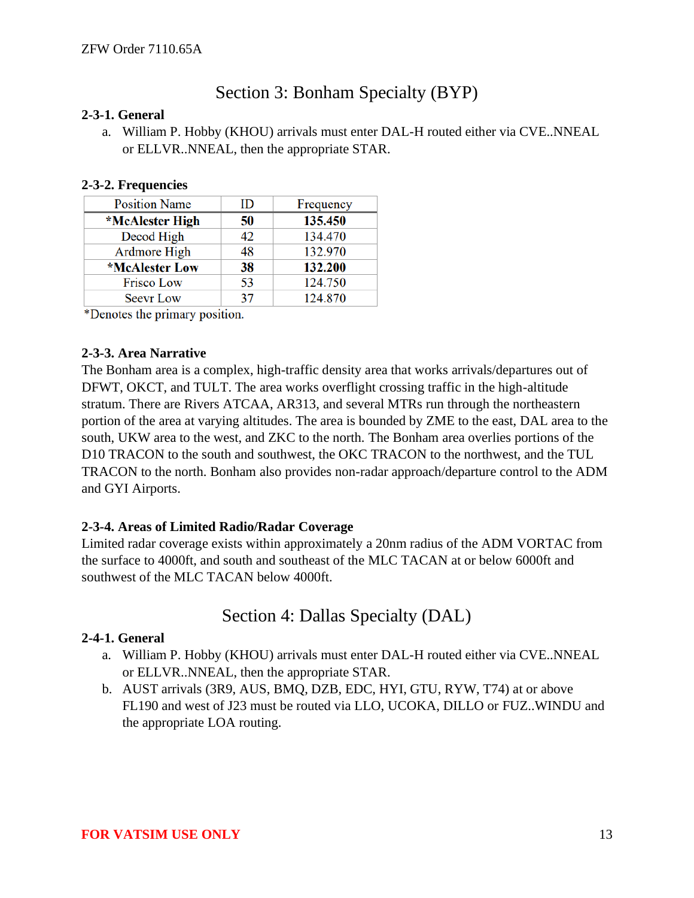## Section 3: Bonham Specialty (BYP)

**2-3-1. General**

a. William P. Hobby (KHOU) arrivals must enter DAL-H routed either via CVE..NNEAL or ELLVR..NNEAL, then the appropriate STAR.

**2-3-2. Frequencies**

| Position Name | ID | Frequency |
|---|---|---|
| ***McAlester High** | **50** | **135.450** |
| Decod High | 42 | 134.470 |
| Ardmore High | 48 | 132.970 |
| ***McAlester Low** | **38** | **132.200** |
| Frisco Low | 53 | 124.750 |
| Seevr Low | 37 | 124.870 |

*Denotes the primary position.

**2-3-3. Area Narrative**

The Bonham area is a complex, high-traffic density area that works arrivals/departures out of DFWT, OKCT, and TULT. The area works overflight crossing traffic in the high-altitude stratum. There are Rivers ATCAA, AR313, and several MTRs run through the northeastern portion of the area at varying altitudes. The area is bounded by ZME to the east, DAL area to the south, UKW area to the west, and ZKC to the north. The Bonham area overlies portions of the D10 TRACON to the south and southwest, the OKC TRACON to the northwest, and the TUL TRACON to the north. Bonham also provides non-radar approach/departure control to the ADM and GYI Airports.

**2-3-4. Areas of Limited Radio/Radar Coverage**

Limited radar coverage exists within approximately a 20nm radius of the ADM VORTAC from the surface to 4000ft, and south and southeast of the MLC TACAN at or below 6000ft and southwest of the MLC TACAN below 4000ft.

## Section 4: Dallas Specialty (DAL)

**2-4-1. General**

a. William P. Hobby (KHOU) arrivals must enter DAL-H routed either via CVE..NNEAL or ELLVR..NNEAL, then the appropriate STAR.

b. AUST arrivals (3R9, AUS, BMQ, DZB, EDC, HYI, GTU, RYW, T74) at or above FL190 and west of J23 must be routed via LLO, UCOKA, DILLO or FUZ..WINDU and the appropriate LOA routing.

**FOR VATSIM USE ONLY**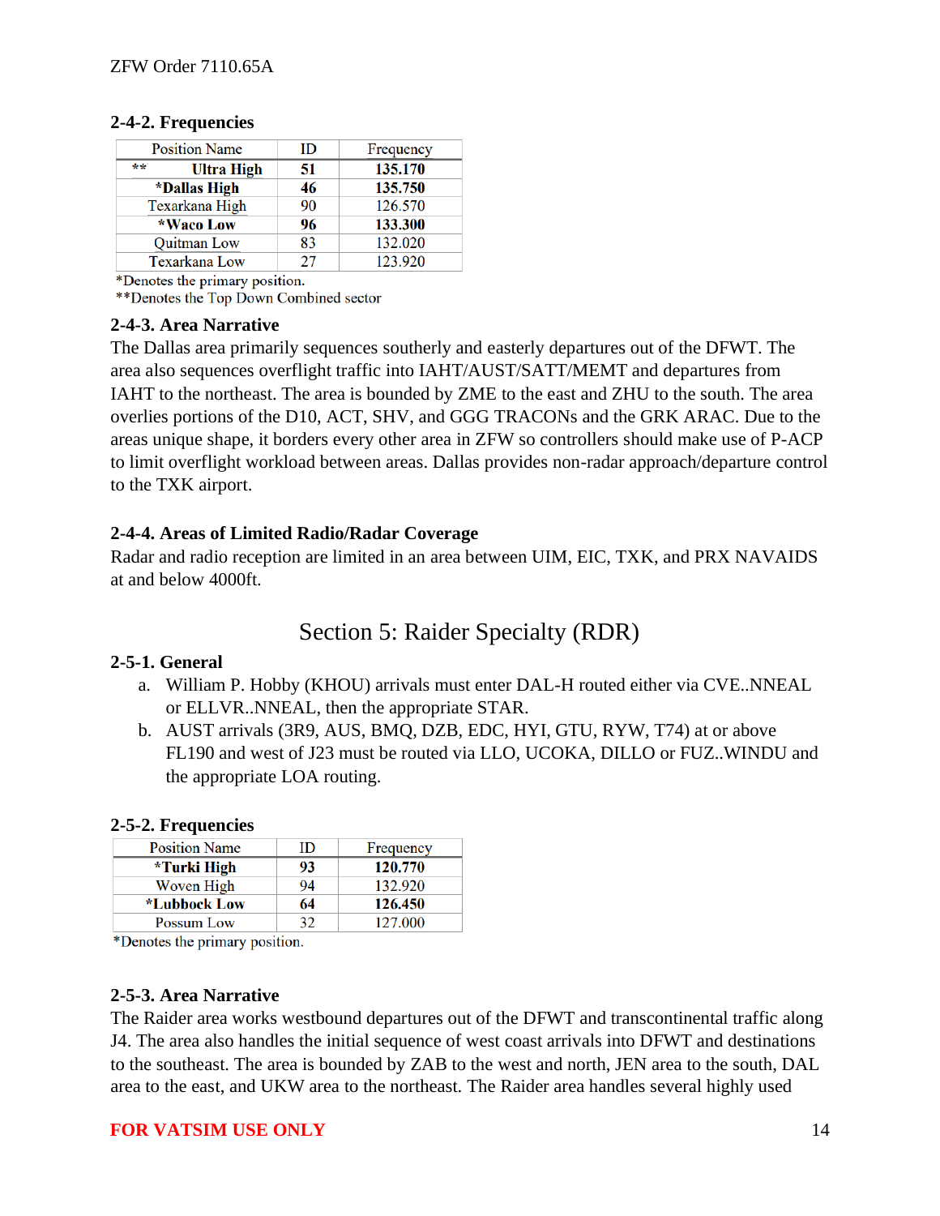### 2-4-2. Frequencies

| Position Name | ID | Frequency |
|---|---|---|
| ** **Ultra High** | **51** | **135.170** |
| ***Dallas High** | **46** | **135.750** |
| Texarkana High | 90 | 126.570 |
| ***Waco Low** | **96** | **133.300** |
| Quitman Low | 83 | 132.020 |
| Texarkana Low | 27 | 123.920 |

*Denotes the primary position.
**Denotes the Top Down Combined sector

### 2-4-3. Area Narrative

The Dallas area primarily sequences southerly and easterly departures out of the DFWT. The area also sequences overflight traffic into IAHT/AUST/SATT/MEMT and departures from IAHT to the northeast. The area is bounded by ZME to the east and ZHU to the south. The area overlies portions of the D10, ACT, SHV, and GGG TRACONs and the GRK ARAC. Due to the areas unique shape, it borders every other area in ZFW so controllers should make use of P-ACP to limit overflight workload between areas. Dallas provides non-radar approach/departure control to the TXK airport.

### 2-4-4. Areas of Limited Radio/Radar Coverage

Radar and radio reception are limited in an area between UIM, EIC, TXK, and PRX NAVAIDS at and below 4000ft.

## Section 5: Raider Specialty (RDR)

### 2-5-1. General

a. William P. Hobby (KHOU) arrivals must enter DAL-H routed either via CVE..NNEAL or ELLVR..NNEAL, then the appropriate STAR.

b. AUST arrivals (3R9, AUS, BMQ, DZB, EDC, HYI, GTU, RYW, T74) at or above FL190 and west of J23 must be routed via LLO, UCOKA, DILLO or FUZ..WINDU and the appropriate LOA routing.

### 2-5-2. Frequencies

| Position Name | ID | Frequency |
|---|---|---|
| ***Turki High** | **93** | **120.770** |
| Woven High | 94 | 132.920 |
| ***Lubbock Low** | **64** | **126.450** |
| Possum Low | 32 | 127.000 |

*Denotes the primary position.

### 2-5-3. Area Narrative

The Raider area works westbound departures out of the DFWT and transcontinental traffic along J4. The area also handles the initial sequence of west coast arrivals into DFWT and destinations to the southeast. The area is bounded by ZAB to the west and north, JEN area to the south, DAL area to the east, and UKW area to the northeast. The Raider area handles several highly used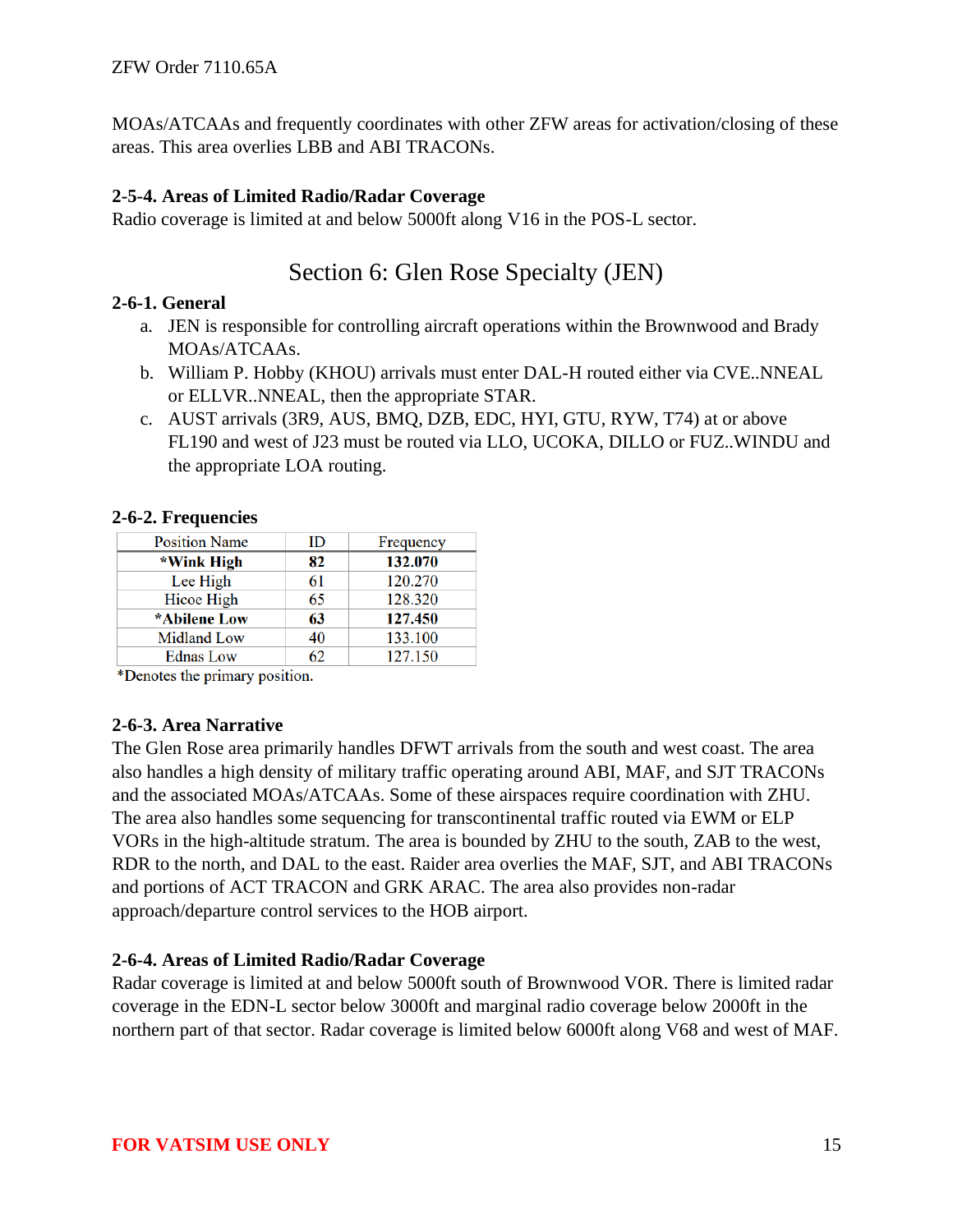MOAs/ATCAAs and frequently coordinates with other ZFW areas for activation/closing of these areas. This area overlies LBB and ABI TRACONs.

### 2-5-4. Areas of Limited Radio/Radar Coverage

Radio coverage is limited at and below 5000ft along V16 in the POS-L sector.

## Section 6: Glen Rose Specialty (JEN)

### 2-6-1. General

a. JEN is responsible for controlling aircraft operations within the Brownwood and Brady MOAs/ATCAAs.

b. William P. Hobby (KHOU) arrivals must enter DAL-H routed either via CVE..NNEAL or ELLVR..NNEAL, then the appropriate STAR.

c. AUST arrivals (3R9, AUS, BMQ, DZB, EDC, HYI, GTU, RYW, T74) at or above FL190 and west of J23 must be routed via LLO, UCOKA, DILLO or FUZ..WINDU and the appropriate LOA routing.

### 2-6-2. Frequencies

| Position Name | ID | Frequency |
|---|---|---|
| **\*Wink High** | **82** | **132.070** |
| Lee High | 61 | 120.270 |
| Hicoe High | 65 | 128.320 |
| **\*Abilene Low** | **63** | **127.450** |
| Midland Low | 40 | 133.100 |
| Ednas Low | 62 | 127.150 |

*Denotes the primary position.

### 2-6-3. Area Narrative

The Glen Rose area primarily handles DFWT arrivals from the south and west coast. The area also handles a high density of military traffic operating around ABI, MAF, and SJT TRACONs and the associated MOAs/ATCAAs. Some of these airspaces require coordination with ZHU. The area also handles some sequencing for transcontinental traffic routed via EWM or ELP VORs in the high-altitude stratum. The area is bounded by ZHU to the south, ZAB to the west, RDR to the north, and DAL to the east. Raider area overlies the MAF, SJT, and ABI TRACONs and portions of ACT TRACON and GRK ARAC. The area also provides non-radar approach/departure control services to the HOB airport.

### 2-6-4. Areas of Limited Radio/Radar Coverage

Radar coverage is limited at and below 5000ft south of Brownwood VOR. There is limited radar coverage in the EDN-L sector below 3000ft and marginal radio coverage below 2000ft in the northern part of that sector. Radar coverage is limited below 6000ft along V68 and west of MAF.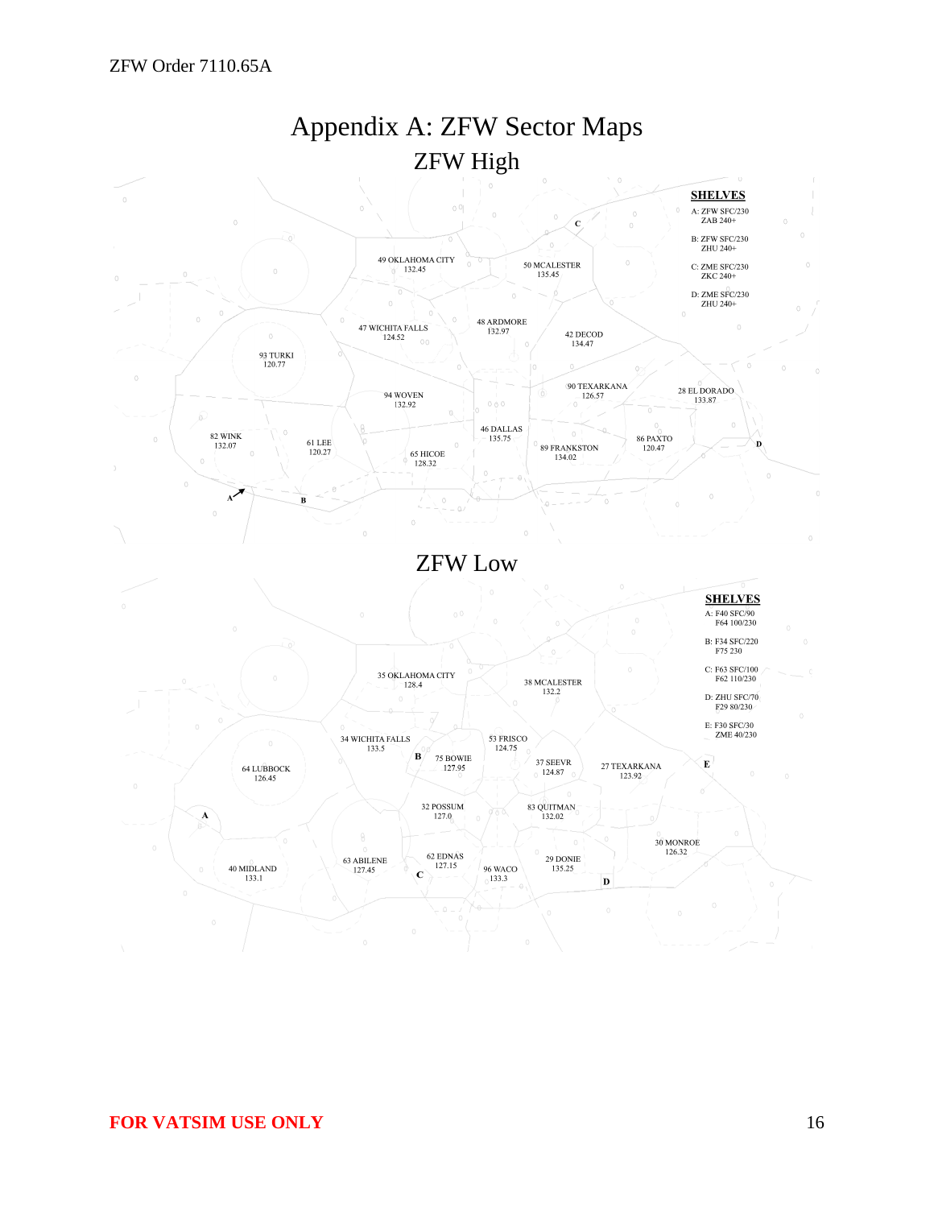# Appendix A: ZFW Sector Maps

## ZFW High

**SHELVES**

A: ZFW SFC/230
ZAB 240+

B: ZFW SFC/230
ZHU 240+

C: ZME SFC/230
ZKC 240+

D: ZME SFC/230
ZHU 240+

49 OKLAHOMA CITY
132.45

50 MCALESTER
135.45

47 WICHITA FALLS
124.52

48 ARDMORE
132.97

42 DECOD
134.47

93 TURKI
120.77

94 WOVEN
132.92

90 TEXARKANA
126.57

28 EL DORADO
133.87

82 WINK
132.07

61 LEE
120.27

46 DALLAS
135.75

65 HICOE
128.32

89 FRANKSTON
134.02

86 PAXTO
120.47

A

B

C

D

## ZFW Low

**SHELVES**

A: F40 SFC/90
F64 100/230

B: F34 SFC/220
F75 230

C: F63 SFC/100
F62 110/230

D: ZHU SFC/70
F29 80/230

E: F30 SFC/30
ZME 40/230

35 OKLAHOMA CITY
128.4

38 MCALESTER
132.2

34 WICHITA FALLS
133.5

53 FRISCO
124.75

75 BOWIE
127.95

37 SEEVR
124.87

27 TEXARKANA
123.92

64 LUBBOCK
126.45

32 POSSUM
127.0

83 QUITMAN
132.02

30 MONROE
126.32

40 MIDLAND
133.1

63 ABILENE
127.45

62 EDNAS
127.15

96 WACO
133.3

29 DONIE
135.25

A

B

C

D

E

FOR VATSIM USE ONLY